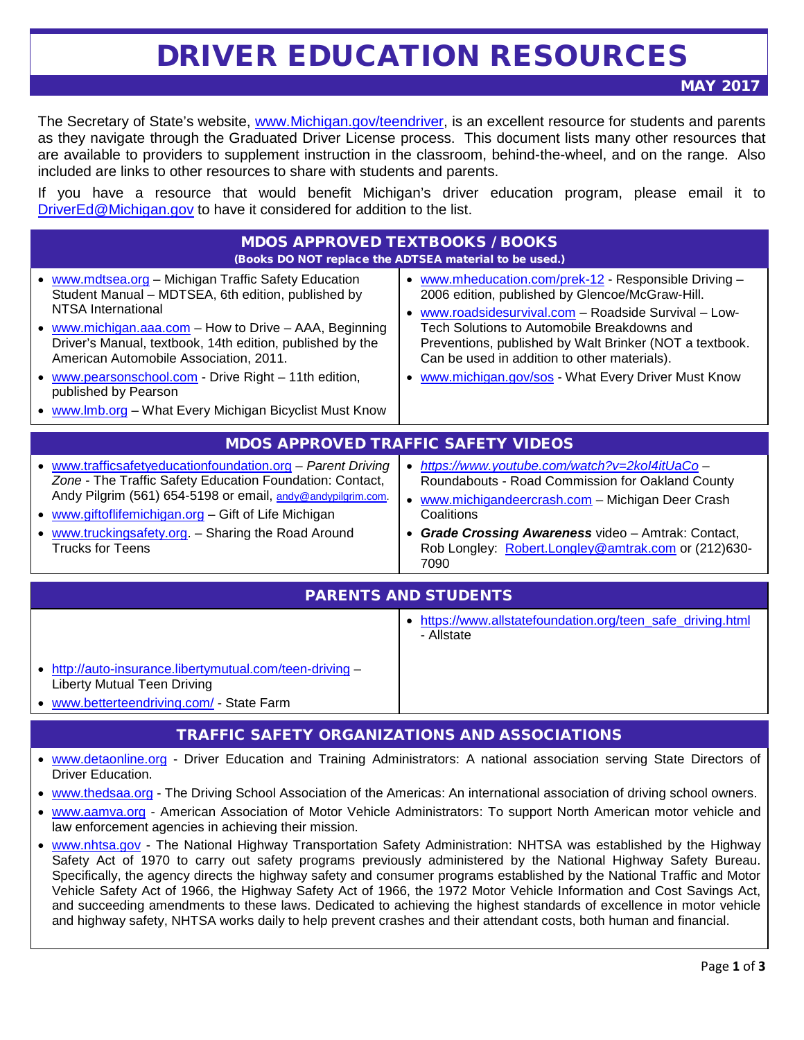# DRIVER EDUCATION RESOURCES

**MAY 2017**

The Secretary of State's website, www.Michigan.gov/teendriver, is an excellent resource for students and parents as they navigate through the Graduated Driver License process. This document lists many other resources that are available to providers to supplement instruction in the classroom, behind-the-wheel, and on the range. Also included are links to other resources to share with students and parents.

If you have a resource that would benefit Michigan's driver education program, please email it to DriverEd@Michigan.gov to have it considered for addition to the list.

## MDOS APPROVED TEXTBOOKS / BOOKS

**(Books DO NOT replace the ADTSEA material to be used.)**

- www.mdtsea.org – Michigan Traffic Safety Education Student Manual – MDTSEA, 6th edition, published by NTSA International
- www.michigan.aaa.com – How to Drive – AAA, Beginning Driver's Manual, textbook, 14th edition, published by the American Automobile Association, 2011.
- www.pearsonschool.com - Drive Right – 11th edition, published by Pearson
- www.lmb.org – What Every Michigan Bicyclist Must Know
- www.mheducation.com/prek-12 - Responsible Driving – 2006 edition, published by Glencoe/McGraw-Hill.
- www.roadsidesurvival.com – Roadside Survival – Low-Tech Solutions to Automobile Breakdowns and Preventions, published by Walt Brinker (NOT a textbook. Can be used in addition to other materials).
- www.michigan.gov/sos - What Every Driver Must Know

## MDOS APPROVED TRAFFIC SAFETY VIDEOS

- www.trafficsafetyeducationfoundation.org – *Parent Driving Zone* - The Traffic Safety Education Foundation: Contact, Andy Pilgrim (561) 654-5198 or email, andy@andypilgrim.com.
- www.giftoflifemichigan.org – Gift of Life Michigan
- www.truckingsafety.org. – Sharing the Road Around Trucks for Teens
- *https://www.youtube.com/watch?v=2koI4itUaCo* – Roundabouts - Road Commission for Oakland County
- www.michigandeercrash.com – Michigan Deer Crash Coalitions
- ***Grade Crossing Awareness*** video – Amtrak: Contact, Rob Longley: Robert.Longley@amtrak.com or (212)630-7090

## PARENTS AND STUDENTS

- http://auto-insurance.libertymutual.com/teen-driving – Liberty Mutual Teen Driving
- www.betterteendriving.com/ - State Farm
- https://www.allstatefoundation.org/teen_safe_driving.html - Allstate

## TRAFFIC SAFETY ORGANIZATIONS AND ASSOCIATIONS

- www.detaonline.org - Driver Education and Training Administrators: A national association serving State Directors of Driver Education.
- www.thedsaa.org - The Driving School Association of the Americas: An international association of driving school owners.
- www.aamva.org - American Association of Motor Vehicle Administrators: To support North American motor vehicle and law enforcement agencies in achieving their mission.
- www.nhtsa.gov - The National Highway Transportation Safety Administration: NHTSA was established by the Highway Safety Act of 1970 to carry out safety programs previously administered by the National Highway Safety Bureau. Specifically, the agency directs the highway safety and consumer programs established by the National Traffic and Motor Vehicle Safety Act of 1966, the Highway Safety Act of 1966, the 1972 Motor Vehicle Information and Cost Savings Act, and succeeding amendments to these laws. Dedicated to achieving the highest standards of excellence in motor vehicle and highway safety, NHTSA works daily to help prevent crashes and their attendant costs, both human and financial.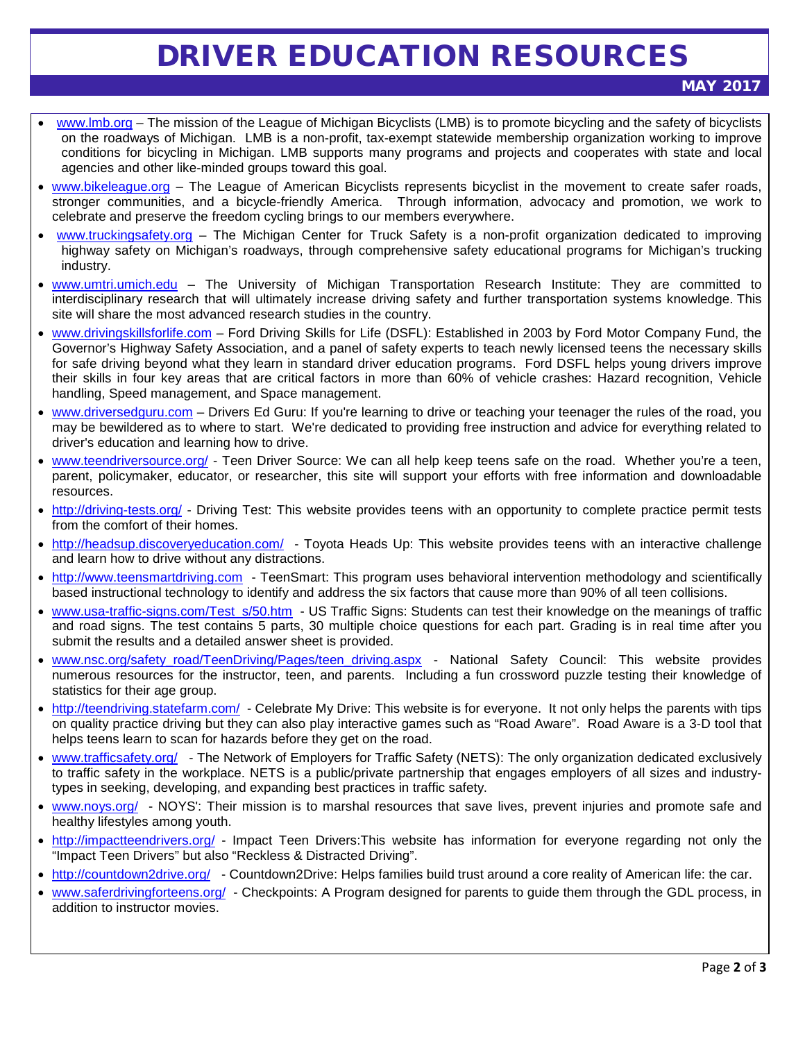# DRIVER EDUCATION RESOURCES

**MAY 2017**

- www.lmb.org – The mission of the League of Michigan Bicyclists (LMB) is to promote bicycling and the safety of bicyclists on the roadways of Michigan. LMB is a non-profit, tax-exempt statewide membership organization working to improve conditions for bicycling in Michigan. LMB supports many programs and projects and cooperates with state and local agencies and other like-minded groups toward this goal.
- www.bikeleague.org – The League of American Bicyclists represents bicyclist in the movement to create safer roads, stronger communities, and a bicycle-friendly America. Through information, advocacy and promotion, we work to celebrate and preserve the freedom cycling brings to our members everywhere.
- www.truckingsafety.org – The Michigan Center for Truck Safety is a non-profit organization dedicated to improving highway safety on Michigan's roadways, through comprehensive safety educational programs for Michigan's trucking industry.
- www.umtri.umich.edu – The University of Michigan Transportation Research Institute: They are committed to interdisciplinary research that will ultimately increase driving safety and further transportation systems knowledge. This site will share the most advanced research studies in the country.
- www.drivingskillsforlife.com – Ford Driving Skills for Life (DSFL): Established in 2003 by Ford Motor Company Fund, the Governor's Highway Safety Association, and a panel of safety experts to teach newly licensed teens the necessary skills for safe driving beyond what they learn in standard driver education programs. Ford DSFL helps young drivers improve their skills in four key areas that are critical factors in more than 60% of vehicle crashes: Hazard recognition, Vehicle handling, Speed management, and Space management.
- www.driversedguru.com – Drivers Ed Guru: If you're learning to drive or teaching your teenager the rules of the road, you may be bewildered as to where to start. We're dedicated to providing free instruction and advice for everything related to driver's education and learning how to drive.
- www.teendriversource.org/ - Teen Driver Source: We can all help keep teens safe on the road. Whether you're a teen, parent, policymaker, educator, or researcher, this site will support your efforts with free information and downloadable resources.
- http://driving-tests.org/ - Driving Test: This website provides teens with an opportunity to complete practice permit tests from the comfort of their homes.
- http://headsup.discoveryeducation.com/ - Toyota Heads Up: This website provides teens with an interactive challenge and learn how to drive without any distractions.
- http://www.teensmartdriving.com - TeenSmart: This program uses behavioral intervention methodology and scientifically based instructional technology to identify and address the six factors that cause more than 90% of all teen collisions.
- www.usa-traffic-signs.com/Test_s/50.htm - US Traffic Signs: Students can test their knowledge on the meanings of traffic and road signs. The test contains 5 parts, 30 multiple choice questions for each part. Grading is in real time after you submit the results and a detailed answer sheet is provided.
- www.nsc.org/safety_road/TeenDriving/Pages/teen_driving.aspx - National Safety Council: This website provides numerous resources for the instructor, teen, and parents. Including a fun crossword puzzle testing their knowledge of statistics for their age group.
- http://teendriving.statefarm.com/ - Celebrate My Drive: This website is for everyone. It not only helps the parents with tips on quality practice driving but they can also play interactive games such as "Road Aware". Road Aware is a 3-D tool that helps teens learn to scan for hazards before they get on the road.
- www.trafficsafety.org/ - The Network of Employers for Traffic Safety (NETS): The only organization dedicated exclusively to traffic safety in the workplace. NETS is a public/private partnership that engages employers of all sizes and industry-types in seeking, developing, and expanding best practices in traffic safety.
- www.noys.org/ - NOYS': Their mission is to marshal resources that save lives, prevent injuries and promote safe and healthy lifestyles among youth.
- http://impactteendrivers.org/ - Impact Teen Drivers:This website has information for everyone regarding not only the "Impact Teen Drivers" but also "Reckless & Distracted Driving".
- http://countdown2drive.org/ - Countdown2Drive: Helps families build trust around a core reality of American life: the car.
- www.saferdrivingforteens.org/ - Checkpoints: A Program designed for parents to guide them through the GDL process, in addition to instructor movies.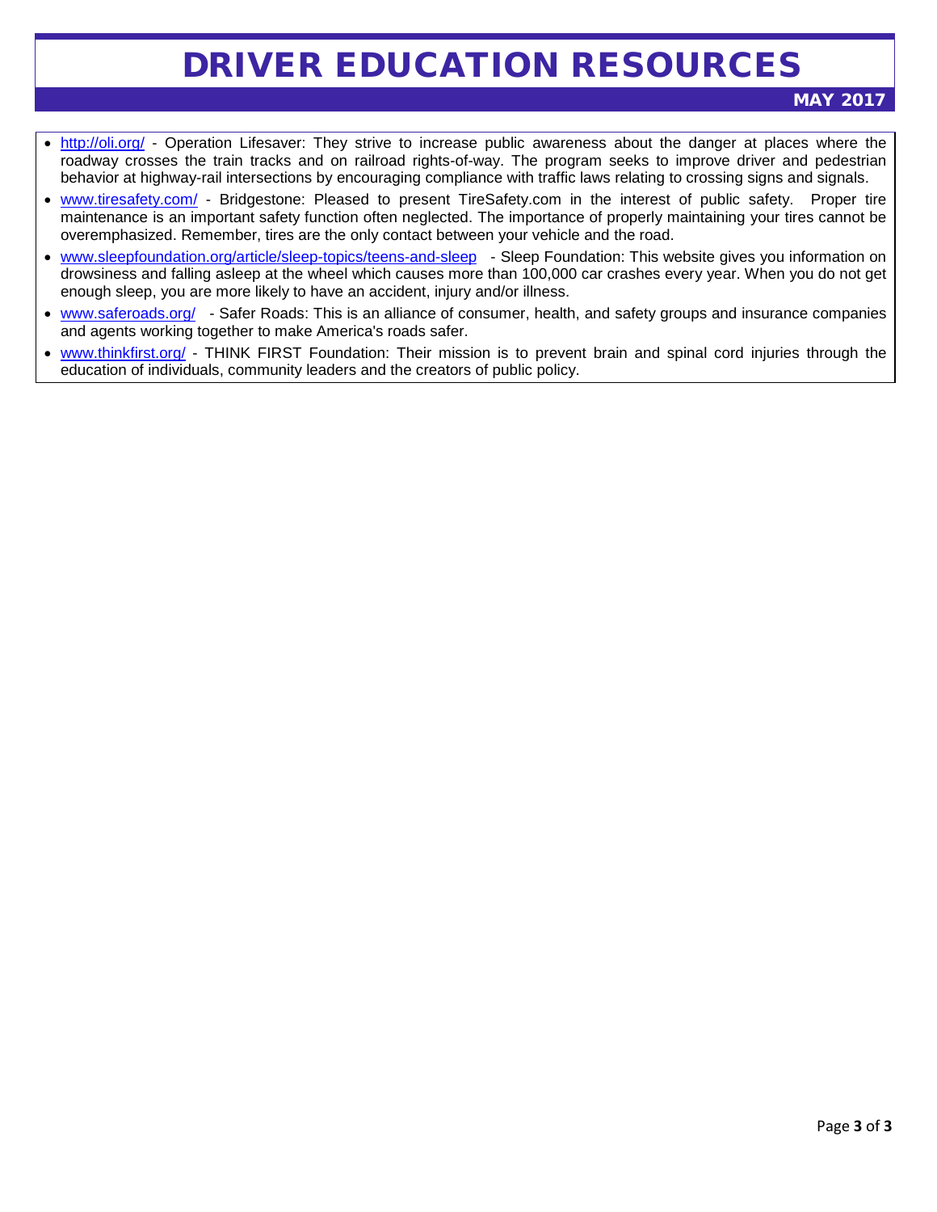# DRIVER EDUCATION RESOURCES

**MAY 2017**

- http://oli.org/ - Operation Lifesaver: They strive to increase public awareness about the danger at places where the roadway crosses the train tracks and on railroad rights-of-way. The program seeks to improve driver and pedestrian behavior at highway-rail intersections by encouraging compliance with traffic laws relating to crossing signs and signals.
- www.tiresafety.com/ - Bridgestone: Pleased to present TireSafety.com in the interest of public safety. Proper tire maintenance is an important safety function often neglected. The importance of properly maintaining your tires cannot be overemphasized. Remember, tires are the only contact between your vehicle and the road.
- www.sleepfoundation.org/article/sleep-topics/teens-and-sleep - Sleep Foundation: This website gives you information on drowsiness and falling asleep at the wheel which causes more than 100,000 car crashes every year. When you do not get enough sleep, you are more likely to have an accident, injury and/or illness.
- www.saferoads.org/ - Safer Roads: This is an alliance of consumer, health, and safety groups and insurance companies and agents working together to make America's roads safer.
- www.thinkfirst.org/ - THINK FIRST Foundation: Their mission is to prevent brain and spinal cord injuries through the education of individuals, community leaders and the creators of public policy.